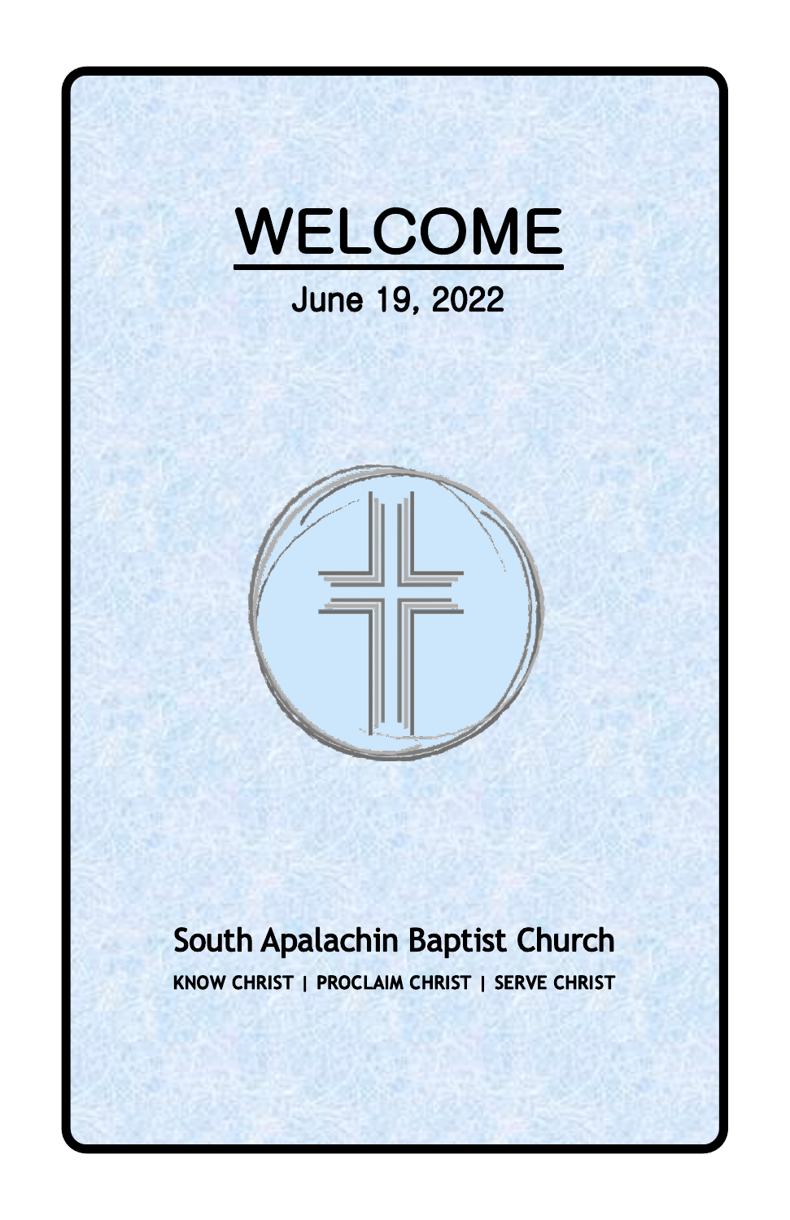# WELCOME

June 19, 2022

## South Apalachin Baptist Church

**KNOW CHRIST | PROCLAIM CHRIST | SERVE CHRIST**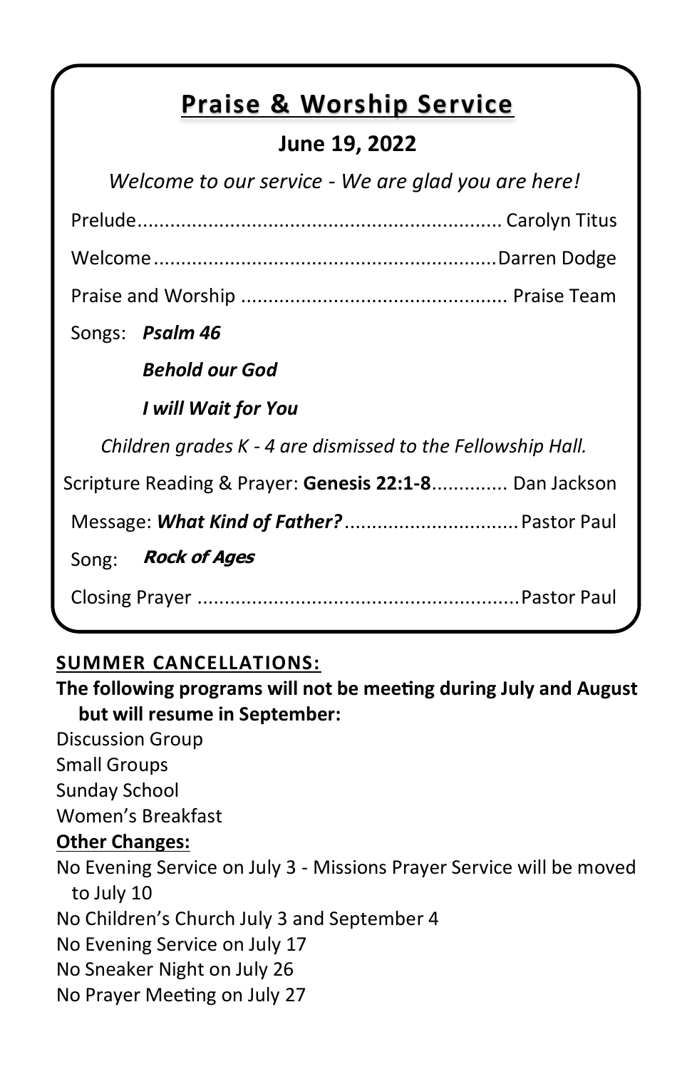## Praise & Worship Service

### June 19, 2022

*Welcome to our service - We are glad you are here!*

Prelude.................................................................. Carolyn Titus

Welcome..............................................................Darren Dodge

Praise and Worship ................................................ Praise Team

Songs: ***Psalm 46***

***Behold our God***

***I will Wait for You***

*Children grades K - 4 are dismissed to the Fellowship Hall.*

Scripture Reading & Prayer: **Genesis 22:1-8**.............. Dan Jackson

Message: ***What Kind of Father?***................................Pastor Paul

Song: ***Rock of Ages***

Closing Prayer ..........................................................Pastor Paul

**SUMMER CANCELLATIONS:**

**The following programs will not be meeting during July and August but will resume in September:**

Discussion Group
Small Groups
Sunday School
Women's Breakfast

**Other Changes:**

No Evening Service on July 3 - Missions Prayer Service will be moved to July 10
No Children's Church July 3 and September 4
No Evening Service on July 17
No Sneaker Night on July 26
No Prayer Meeting on July 27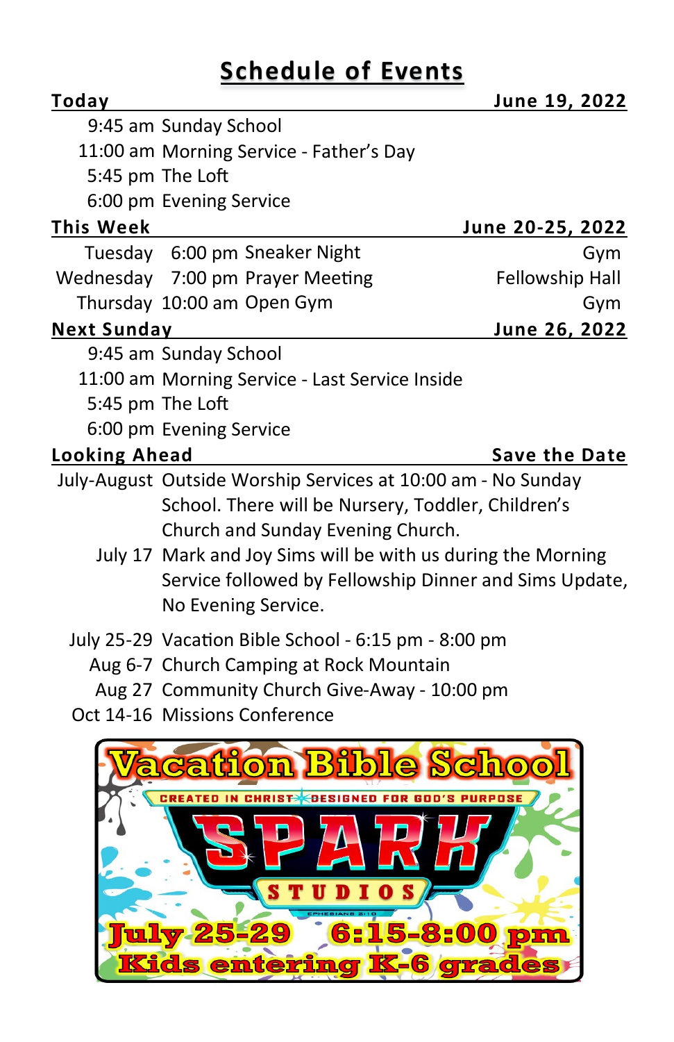# Schedule of Events

| **Today** | | **June 19, 2022** |
|---|---|---|
| 9:45 am | Sunday School | |
| 11:00 am | Morning Service - Father's Day | |
| 5:45 pm | The Loft | |
| 6:00 pm | Evening Service | |

| **This Week** | | | **June 20-25, 2022** |
|---|---|---|---|
| Tuesday | 6:00 pm | Sneaker Night | Gym |
| Wednesday | 7:00 pm | Prayer Meeting | Fellowship Hall |
| Thursday | 10:00 am | Open Gym | Gym |

| **Next Sunday** | | **June 26, 2022** |
|---|---|---|
| 9:45 am | Sunday School | |
| 11:00 am | Morning Service - Last Service Inside | |
| 5:45 pm | The Loft | |
| 6:00 pm | Evening Service | |

| **Looking Ahead** | **Save the Date** |
|---|---|
| July-August | Outside Worship Services at 10:00 am - No Sunday School. There will be Nursery, Toddler, Children's Church and Sunday Evening Church. |
| July 17 | Mark and Joy Sims will be with us during the Morning Service followed by Fellowship Dinner and Sims Update, No Evening Service. |
| July 25-29 | Vacation Bible School - 6:15 pm - 8:00 pm |
| Aug 6-7 | Church Camping at Rock Mountain |
| Aug 27 | Community Church Give-Away - 10:00 pm |
| Oct 14-16 | Missions Conference |

**Vacation Bible School**

CREATED IN CHRIST ✶ DESIGNED FOR GOD'S PURPOSE

**SPARK STUDIOS**

EPHESIANS 2:10

**July 25-29 6:15-8:00 pm**

**Kids entering K-6 grades**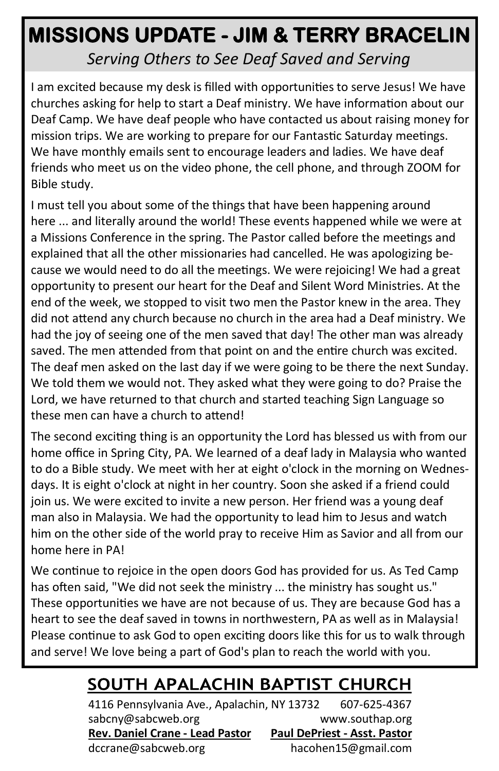# MISSIONS UPDATE - JIM & TERRY BRACELIN

*Serving Others to See Deaf Saved and Serving*

I am excited because my desk is filled with opportunities to serve Jesus! We have churches asking for help to start a Deaf ministry. We have information about our Deaf Camp. We have deaf people who have contacted us about raising money for mission trips. We are working to prepare for our Fantastic Saturday meetings. We have monthly emails sent to encourage leaders and ladies. We have deaf friends who meet us on the video phone, the cell phone, and through ZOOM for Bible study.

I must tell you about some of the things that have been happening around here ... and literally around the world! These events happened while we were at a Missions Conference in the spring. The Pastor called before the meetings and explained that all the other missionaries had cancelled. He was apologizing because we would need to do all the meetings. We were rejoicing! We had a great opportunity to present our heart for the Deaf and Silent Word Ministries. At the end of the week, we stopped to visit two men the Pastor knew in the area. They did not attend any church because no church in the area had a Deaf ministry. We had the joy of seeing one of the men saved that day! The other man was already saved. The men attended from that point on and the entire church was excited. The deaf men asked on the last day if we were going to be there the next Sunday. We told them we would not. They asked what they were going to do? Praise the Lord, we have returned to that church and started teaching Sign Language so these men can have a church to attend!

The second exciting thing is an opportunity the Lord has blessed us with from our home office in Spring City, PA. We learned of a deaf lady in Malaysia who wanted to do a Bible study. We meet with her at eight o'clock in the morning on Wednesdays. It is eight o'clock at night in her country. Soon she asked if a friend could join us. We were excited to invite a new person. Her friend was a young deaf man also in Malaysia. We had the opportunity to lead him to Jesus and watch him on the other side of the world pray to receive Him as Savior and all from our home here in PA!

We continue to rejoice in the open doors God has provided for us. As Ted Camp has often said, "We did not seek the ministry ... the ministry has sought us." These opportunities we have are not because of us. They are because God has a heart to see the deaf saved in towns in northwestern, PA as well as in Malaysia! Please continue to ask God to open exciting doors like this for us to walk through and serve! We love being a part of God's plan to reach the world with you.

## SOUTH APALACHIN BAPTIST CHURCH

4116 Pennsylvania Ave., Apalachin, NY 13732  607-625-4367
sabcny@sabcweb.org  www.southap.org
**Rev. Daniel Crane - Lead Pastor**  **Paul DePriest - Asst. Pastor**
dccrane@sabcweb.org  hacohen15@gmail.com